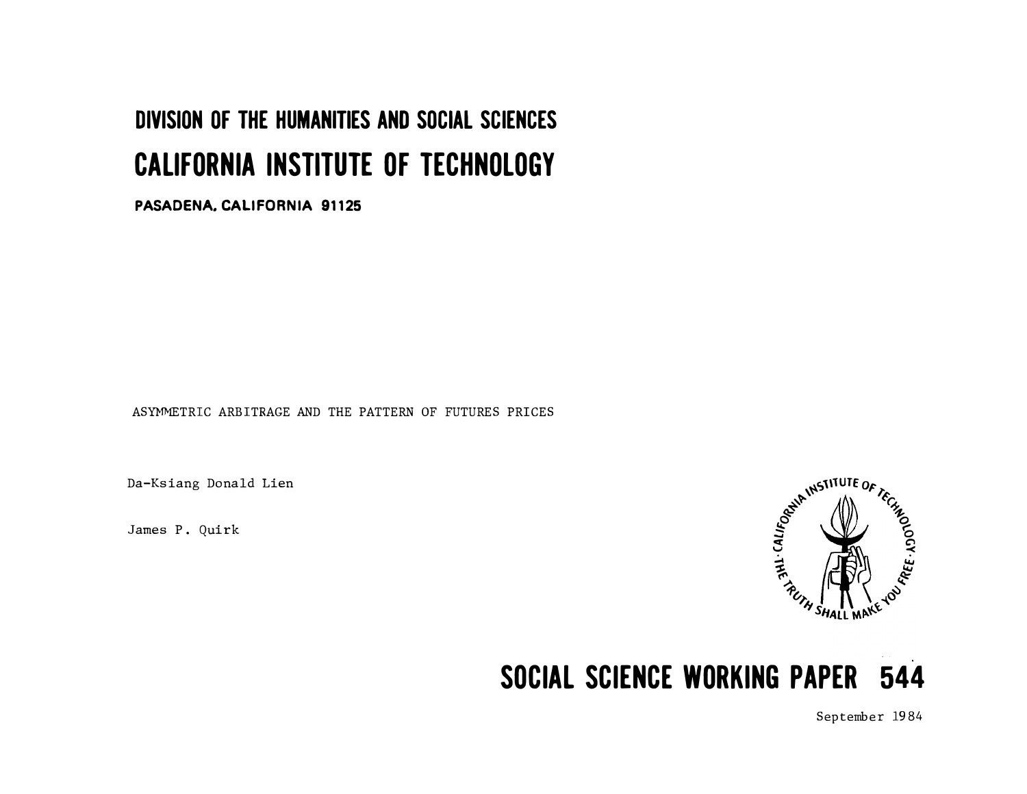# DIVISION OF THE HUMANITIES AND SOCIAL SCIENCES

# CALIFORNIA INSTITUTE OF TECHNOLOGY

**PASADENA, CALIFORNIA 91125**

ASYMMETRIC ARBITRAGE AND THE PATTERN OF FUTURES PRICES

Da-Ksiang Donald Lien

James P. Quirk

CALIFORNIA INSTITUTE OF TECHNOLOGY · THE TRUTH SHALL MAKE YOU FREE ·

# SOCIAL SCIENCE WORKING PAPER 544

September 1984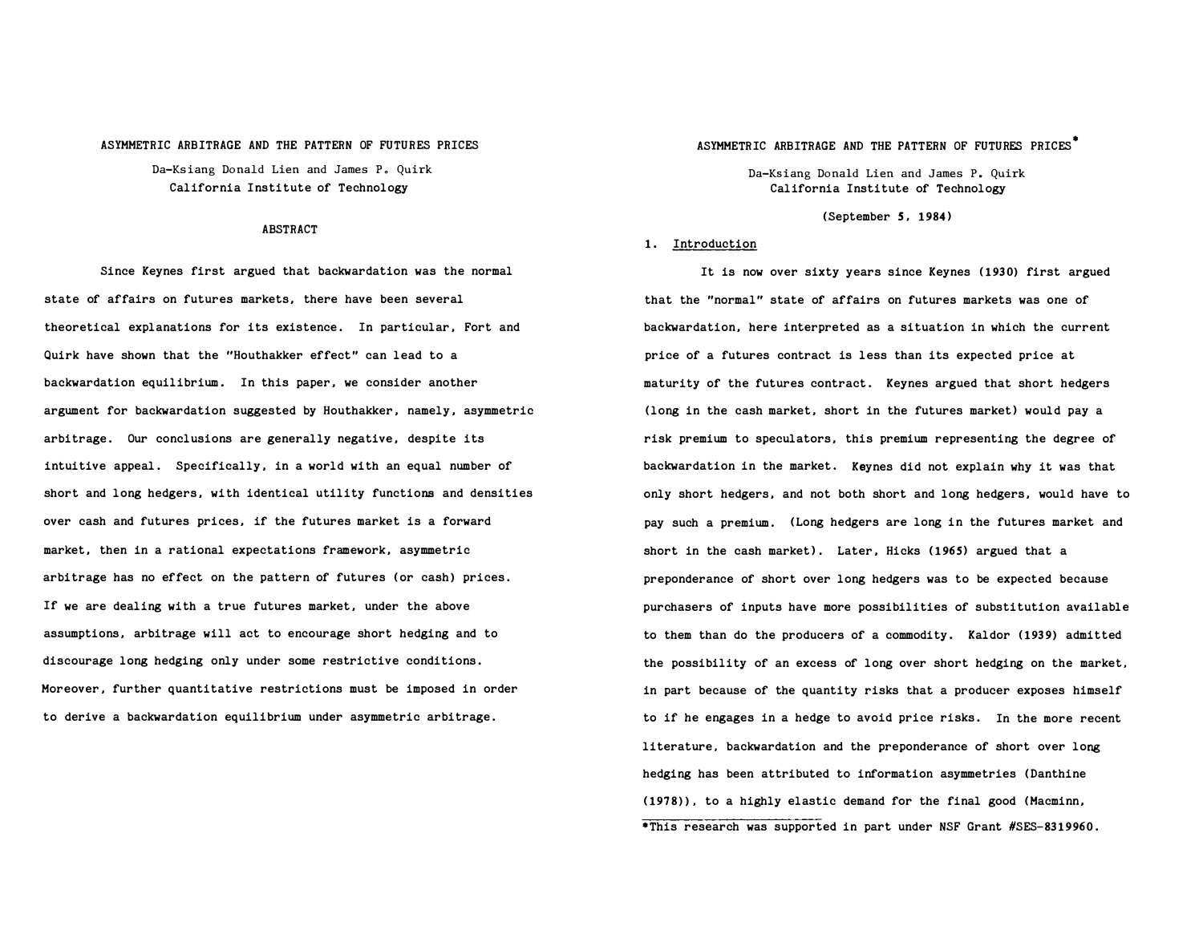# ASYMMETRIC ARBITRAGE AND THE PATTERN OF FUTURES PRICES

Da-Ksiang Donald Lien and James P. Quirk
California Institute of Technology

## ABSTRACT

Since Keynes first argued that backwardation was the normal state of affairs on futures markets, there have been several theoretical explanations for its existence. In particular, Fort and Quirk have shown that the "Houthakker effect" can lead to a backwardation equilibrium. In this paper, we consider another argument for backwardation suggested by Houthakker, namely, asymmetric arbitrage. Our conclusions are generally negative, despite its intuitive appeal. Specifically, in a world with an equal number of short and long hedgers, with identical utility functions and densities over cash and futures prices, if the futures market is a forward market, then in a rational expectations framework, asymmetric arbitrage has no effect on the pattern of futures (or cash) prices. If we are dealing with a true futures market, under the above assumptions, arbitrage will act to encourage short hedging and to discourage long hedging only under some restrictive conditions. Moreover, further quantitative restrictions must be imposed in order to derive a backwardation equilibrium under asymmetric arbitrage.

# ASYMMETRIC ARBITRAGE AND THE PATTERN OF FUTURES PRICES*

Da-Ksiang Donald Lien and James P. Quirk
California Institute of Technology

(September 5, 1984)

## 1. Introduction

It is now over sixty years since Keynes (1930) first argued that the "normal" state of affairs on futures markets was one of backwardation, here interpreted as a situation in which the current price of a futures contract is less than its expected price at maturity of the futures contract. Keynes argued that short hedgers (long in the cash market, short in the futures market) would pay a risk premium to speculators, this premium representing the degree of backwardation in the market. Keynes did not explain why it was that only short hedgers, and not both short and long hedgers, would have to pay such a premium. (Long hedgers are long in the futures market and short in the cash market). Later, Hicks (1965) argued that a preponderance of short over long hedgers was to be expected because purchasers of inputs have more possibilities of substitution available to them than do the producers of a commodity. Kaldor (1939) admitted the possibility of an excess of long over short hedging on the market, in part because of the quantity risks that a producer exposes himself to if he engages in a hedge to avoid price risks. In the more recent literature, backwardation and the preponderance of short over long hedging has been attributed to information asymmetries (Danthine (1978)), to a highly elastic demand for the final good (Macminn,

*This research was supported in part under NSF Grant #SES-8319960.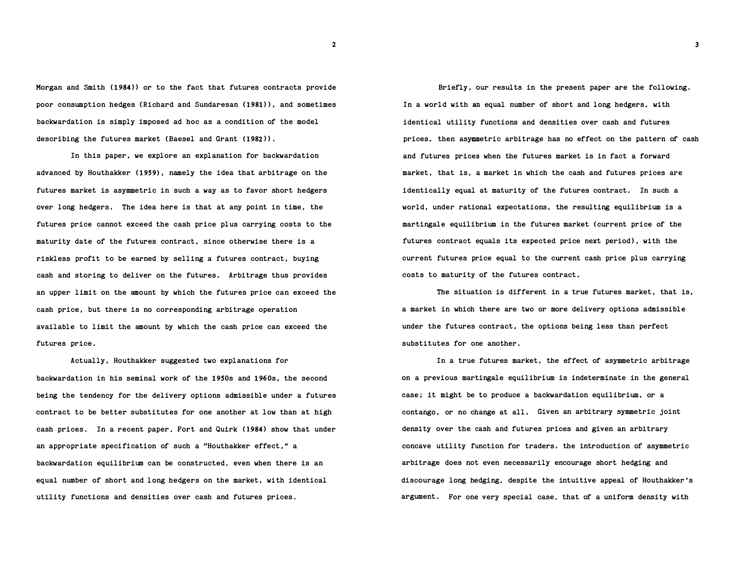Morgan and Smith (1984)) or to the fact that futures contracts provide poor consumption hedges (Richard and Sundaresan (1981)), and sometimes backwardation is simply imposed ad hoc as a condition of the model describing the futures market (Baesel and Grant (1982)).

In this paper, we explore an explanation for backwardation advanced by Houthakker (1959), namely the idea that arbitrage on the futures market is asymmetric in such a way as to favor short hedgers over long hedgers. The idea here is that at any point in time, the futures price cannot exceed the cash price plus carrying costs to the maturity date of the futures contract, since otherwise there is a riskless profit to be earned by selling a futures contract, buying cash and storing to deliver on the futures. Arbitrage thus provides an upper limit on the amount by which the futures price can exceed the cash price, but there is no corresponding arbitrage operation available to limit the amount by which the cash price can exceed the futures price.

Actually, Houthakker suggested two explanations for backwardation in his seminal work of the 1950s and 1960s, the second being the tendency for the delivery options admissible under a futures contract to be better substitutes for one another at low than at high cash prices. In a recent paper, Fort and Quirk (1984) show that under an appropriate specification of such a "Houthakker effect," a backwardation equilibrium can be constructed, even when there is an equal number of short and long hedgers on the market, with identical utility functions and densities over cash and futures prices.

Briefly, our results in the present paper are the following. In a world with an equal number of short and long hedgers, with identical utility functions and densities over cash and futures prices, then asymmetric arbitrage has no effect on the pattern of cash and futures prices when the futures market is in fact a forward market, that is, a market in which the cash and futures prices are identically equal at maturity of the futures contract. In such a world, under rational expectations, the resulting equilibrium is a martingale equilibrium in the futures market (current price of the futures contract equals its expected price next period), with the current futures price equal to the current cash price plus carrying costs to maturity of the futures contract.

The situation is different in a true futures market, that is, a market in which there are two or more delivery options admissible under the futures contract, the options being less than perfect substitutes for one another.

In a true futures market, the effect of asymmetric arbitrage on a previous martingale equilibrium is indeterminate in the general case; it might be to produce a backwardation equilibrium, or a contango, or no change at all. Given an arbitrary symmetric joint density over the cash and futures prices and given an arbitrary concave utility function for traders, the introduction of asymmetric arbitrage does not even necessarily encourage short hedging and discourage long hedging, despite the intuitive appeal of Houthakker's argument. For one very special case, that of a uniform density with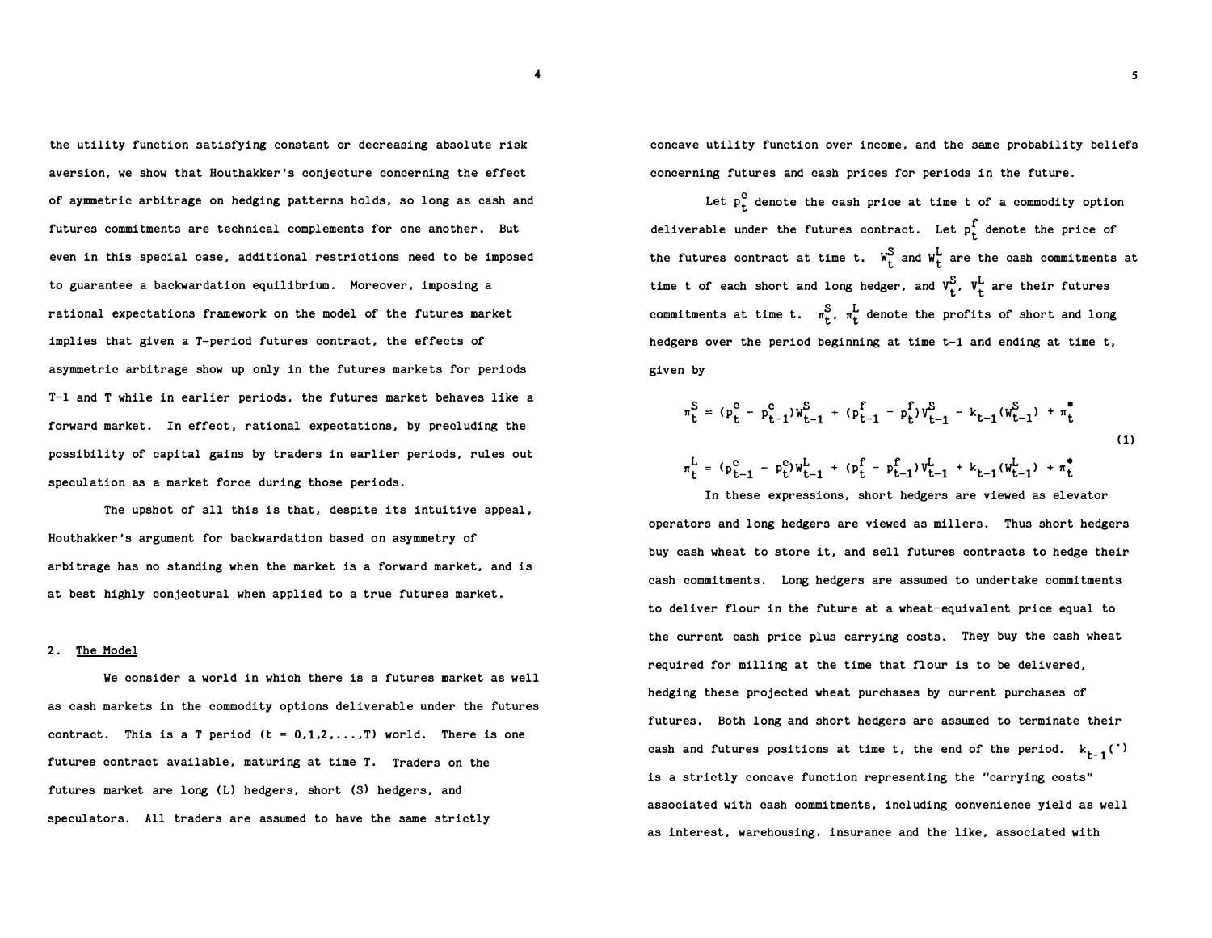the utility function satisfying constant or decreasing absolute risk aversion, we show that Houthakker's conjecture concerning the effect of aymmetric arbitrage on hedging patterns holds, so long as cash and futures commitments are technical complements for one another. But even in this special case, additional restrictions need to be imposed to guarantee a backwardation equilibrium. Moreover, imposing a rational expectations framework on the model of the futures market implies that given a T-period futures contract, the effects of asymmetric arbitrage show up only in the futures markets for periods T-1 and T while in earlier periods, the futures market behaves like a forward market. In effect, rational expectations, by precluding the possibility of capital gains by traders in earlier periods, rules out speculation as a market force during those periods.

The upshot of all this is that, despite its intuitive appeal, Houthakker's argument for backwardation based on asymmetry of arbitrage has no standing when the market is a forward market, and is at best highly conjectural when applied to a true futures market.

## 2. The Model

We consider a world in which there is a futures market as well as cash markets in the commodity options deliverable under the futures contract. This is a T period ($t = 0,1,2,\ldots,T$) world. There is one futures contract available, maturing at time T. Traders on the futures market are long (L) hedgers, short (S) hedgers, and speculators. All traders are assumed to have the same strictly concave utility function over income, and the same probability beliefs concerning futures and cash prices for periods in the future.

Let $p_t^c$ denote the cash price at time t of a commodity option deliverable under the futures contract. Let $p_t^f$ denote the price of the futures contract at time t. $W_t^S$ and $W_t^L$ are the cash commitments at time t of each short and long hedger, and $V_t^S$, $V_t^L$ are their futures commitments at time t. $\pi_t^S$, $\pi_t^L$ denote the profits of short and long hedgers over the period beginning at time t-1 and ending at time t, given by

$$\pi_t^S = (p_t^c - p_{t-1}^c)W_{t-1}^S + (p_{t-1}^f - p_t^f)V_{t-1}^S - k_{t-1}(W_{t-1}^S) + \pi_t^*$$

$$\pi_t^L = (p_{t-1}^c - p_t^c)W_{t-1}^L + (p_t^f - p_{t-1}^f)V_{t-1}^L + k_{t-1}(W_{t-1}^L) + \pi_t^* \tag{1}$$

In these expressions, short hedgers are viewed as elevator operators and long hedgers are viewed as millers. Thus short hedgers buy cash wheat to store it, and sell futures contracts to hedge their cash commitments. Long hedgers are assumed to undertake commitments to deliver flour in the future at a wheat-equivalent price equal to the current cash price plus carrying costs. They buy the cash wheat required for milling at the time that flour is to be delivered, hedging these projected wheat purchases by current purchases of futures. Both long and short hedgers are assumed to terminate their cash and futures positions at time t, the end of the period. $k_{t-1}(\cdot)$ is a strictly concave function representing the "carrying costs" associated with cash commitments, including convenience yield as well as interest, warehousing, insurance and the like, associated with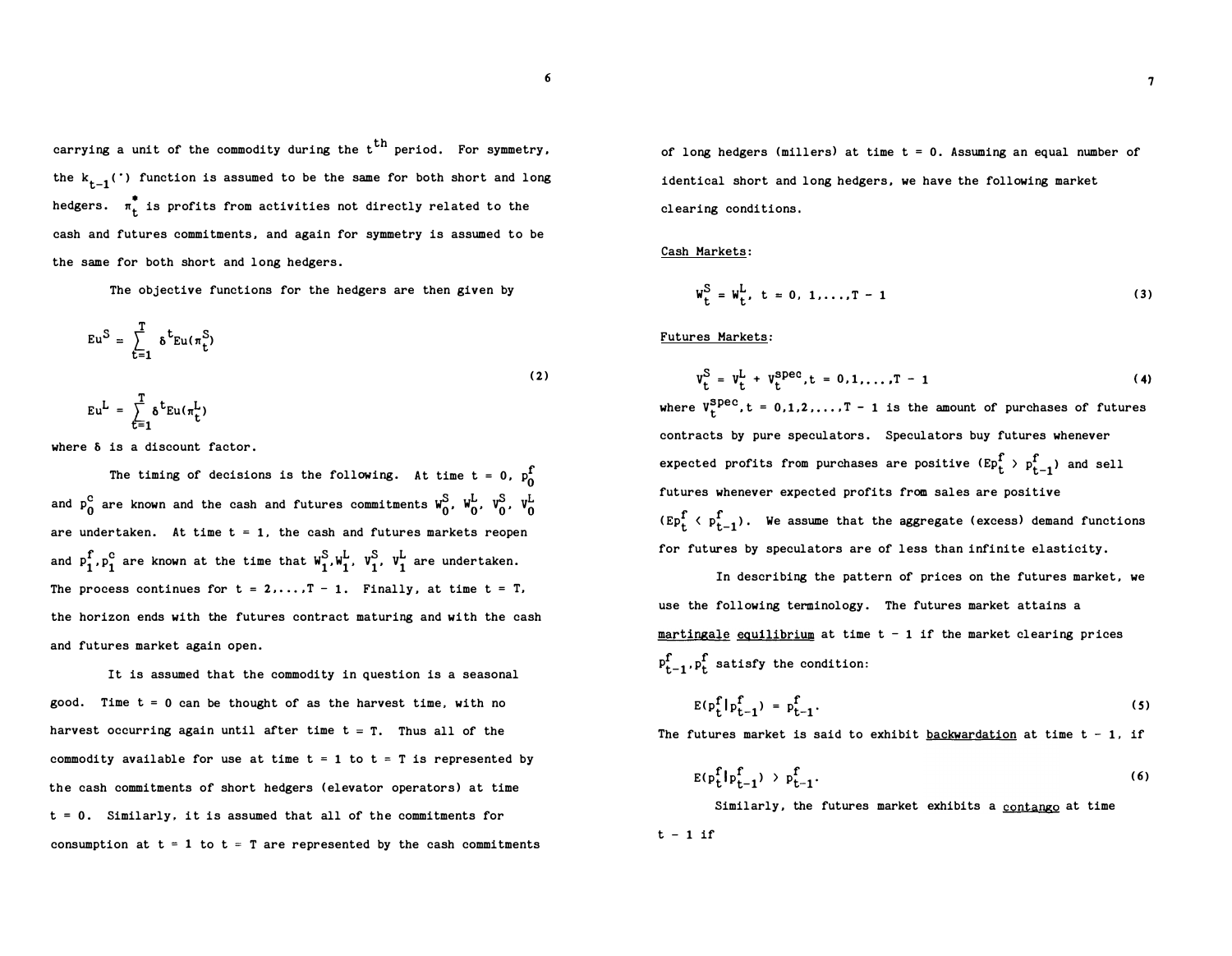carrying a unit of the commodity during the $t^{th}$ period. For symmetry, the $k_{t-1}(\cdot)$ function is assumed to be the same for both short and long hedgers. $\pi_t^*$ is profits from activities not directly related to the cash and futures commitments, and again for symmetry is assumed to be the same for both short and long hedgers.

The objective functions for the hedgers are then given by

$$Eu^S = \sum_{t=1}^{T} \delta^t Eu(\pi_t^S)$$

$$Eu^L = \sum_{t=1}^{T} \delta^t Eu(\pi_t^L) \tag{2}$$

where $\delta$ is a discount factor.

The timing of decisions is the following. At time $t = 0$, $p_0^f$ and $p_0^c$ are known and the cash and futures commitments $W_0^S$, $W_0^L$, $V_0^S$, $V_0^L$ are undertaken. At time $t = 1$, the cash and futures markets reopen and $p_1^f, p_1^c$ are known at the time that $W_1^S, W_1^L$, $V_1^S$, $V_1^L$ are undertaken. The process continues for $t = 2,\ldots,T - 1$. Finally, at time $t = T$, the horizon ends with the futures contract maturing and with the cash and futures market again open.

It is assumed that the commodity in question is a seasonal good. Time $t = 0$ can be thought of as the harvest time, with no harvest occurring again until after time $t = T$. Thus all of the commodity available for use at time $t = 1$ to $t = T$ is represented by the cash commitments of short hedgers (elevator operators) at time $t = 0$. Similarly, it is assumed that all of the commitments for consumption at $t = 1$ to $t = T$ are represented by the cash commitments of long hedgers (millers) at time $t = 0$. Assuming an equal number of identical short and long hedgers, we have the following market clearing conditions.

Cash Markets:

$$W_t^S = W_t^L, \; t = 0, 1,\ldots,T - 1 \tag{3}$$

Futures Markets:

$$V_t^S = V_t^L + V_t^{spec}, t = 0,1,\ldots,T - 1 \tag{4}$$

where $V_t^{spec}, t = 0,1,2,\ldots,T - 1$ is the amount of purchases of futures contracts by pure speculators. Speculators buy futures whenever expected profits from purchases are positive ($Ep_t^f > p_{t-1}^f$) and sell futures whenever expected profits from sales are positive ($Ep_t^f < p_{t-1}^f$). We assume that the aggregate (excess) demand functions for futures by speculators are of less than infinite elasticity.

In describing the pattern of prices on the futures market, we use the following terminology. The futures market attains a martingale equilibrium at time $t - 1$ if the market clearing prices $p_{t-1}^f, p_t^f$ satisfy the condition:

$$E(p_t^f | p_{t-1}^f) = p_{t-1}^f. \tag{5}$$

The futures market is said to exhibit backwardation at time $t - 1$, if

$$E(p_t^f | p_{t-1}^f) > p_{t-1}^f. \tag{6}$$

Similarly, the futures market exhibits a contango at time $t - 1$ if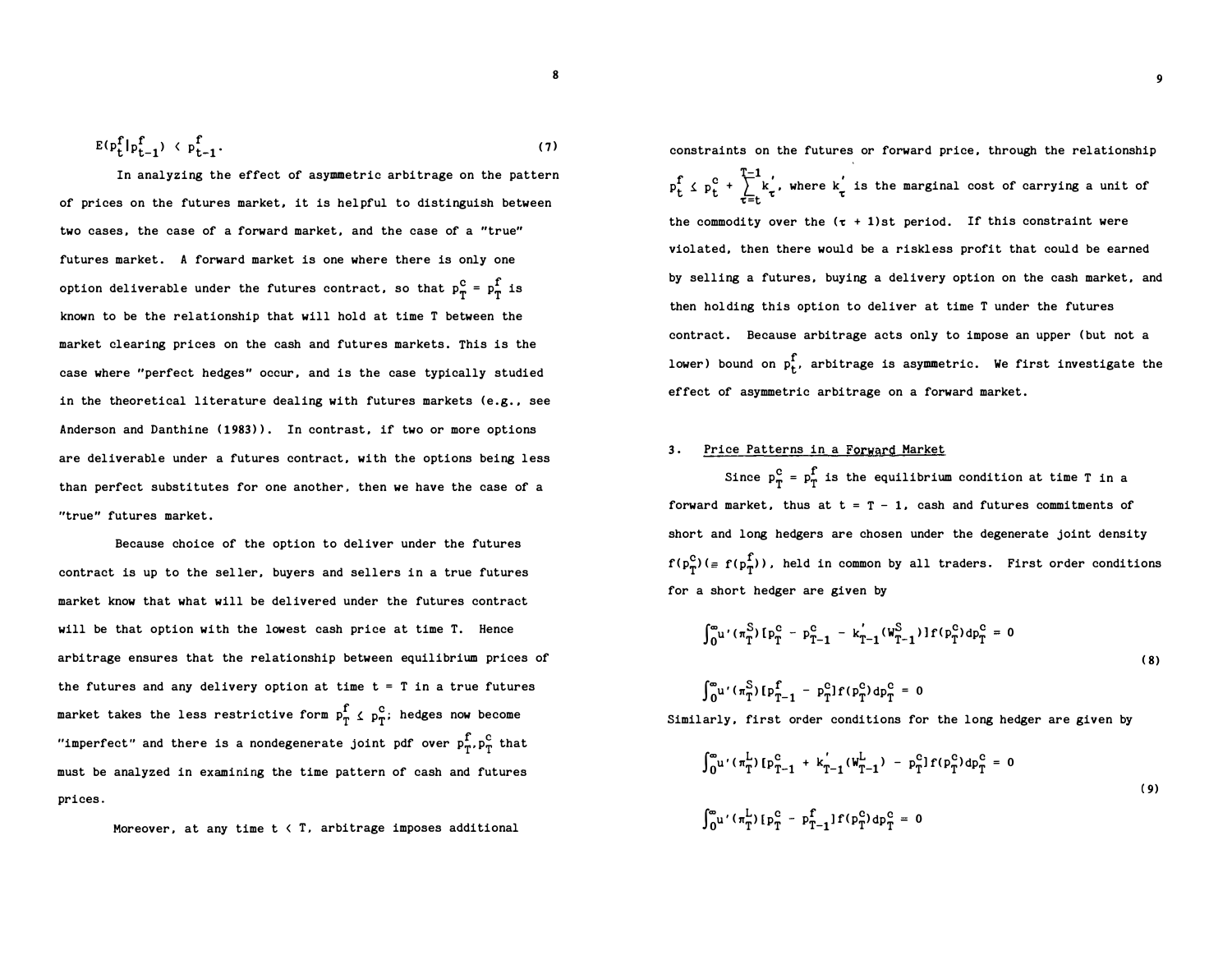$$E(p_t^f | p_{t-1}^f) < p_{t-1}^f. \tag{7}$$

In analyzing the effect of asymmetric arbitrage on the pattern of prices on the futures market, it is helpful to distinguish between two cases, the case of a forward market, and the case of a "true" futures market. A forward market is one where there is only one option deliverable under the futures contract, so that $p_T^c = p_T^f$ is known to be the relationship that will hold at time T between the market clearing prices on the cash and futures markets. This is the case where "perfect hedges" occur, and is the case typically studied in the theoretical literature dealing with futures markets (e.g., see Anderson and Danthine (1983)). In contrast, if two or more options are deliverable under a futures contract, with the options being less than perfect substitutes for one another, then we have the case of a "true" futures market.

Because choice of the option to deliver under the futures contract is up to the seller, buyers and sellers in a true futures market know that what will be delivered under the futures contract will be that option with the lowest cash price at time T. Hence arbitrage ensures that the relationship between equilibrium prices of the futures and any delivery option at time t = T in a true futures market takes the less restrictive form $p_T^f \leq p_T^c$; hedges now become "imperfect" and there is a nondegenerate joint pdf over $p_T^f, p_T^c$ that must be analyzed in examining the time pattern of cash and futures prices.

Moreover, at any time t < T, arbitrage imposes additional constraints on the futures or forward price, through the relationship $p_t^f \leq p_t^c + \sum_{\tau=t}^{T-1} k_\tau'$, where $k_\tau'$ is the marginal cost of carrying a unit of the commodity over the $(\tau + 1)$st period. If this constraint were violated, then there would be a riskless profit that could be earned by selling a futures, buying a delivery option on the cash market, and then holding this option to deliver at time T under the futures contract. Because arbitrage acts only to impose an upper (but not a lower) bound on $p_t^f$, arbitrage is asymmetric. We first investigate the effect of asymmetric arbitrage on a forward market.

## 3. Price Patterns in a Forward Market

Since $p_T^c = p_T^f$ is the equilibrium condition at time T in a forward market, thus at t = T − 1, cash and futures commitments of short and long hedgers are chosen under the degenerate joint density $f(p_T^c) (\equiv f(p_T^f))$, held in common by all traders. First order conditions for a short hedger are given by

$$\begin{aligned} &\int_0^\infty u'(\pi_T^S)[p_T^c - p_{T-1}^c - k_{T-1}'(W_{T-1}^S)]f(p_T^c)dp_T^c = 0 \\ &\int_0^\infty u'(\pi_T^S)[p_{T-1}^f - p_T^c]f(p_T^c)dp_T^c = 0 \end{aligned} \tag{8}$$

Similarly, first order conditions for the long hedger are given by

$$\begin{aligned} &\int_0^\infty u'(\pi_T^L)[p_{T-1}^c + k_{T-1}'(W_{T-1}^L) - p_T^c]f(p_T^c)dp_T^c = 0 \\ &\int_0^\infty u'(\pi_T^L)[p_T^c - p_{T-1}^f]f(p_T^c)dp_T^c = 0 \end{aligned} \tag{9}$$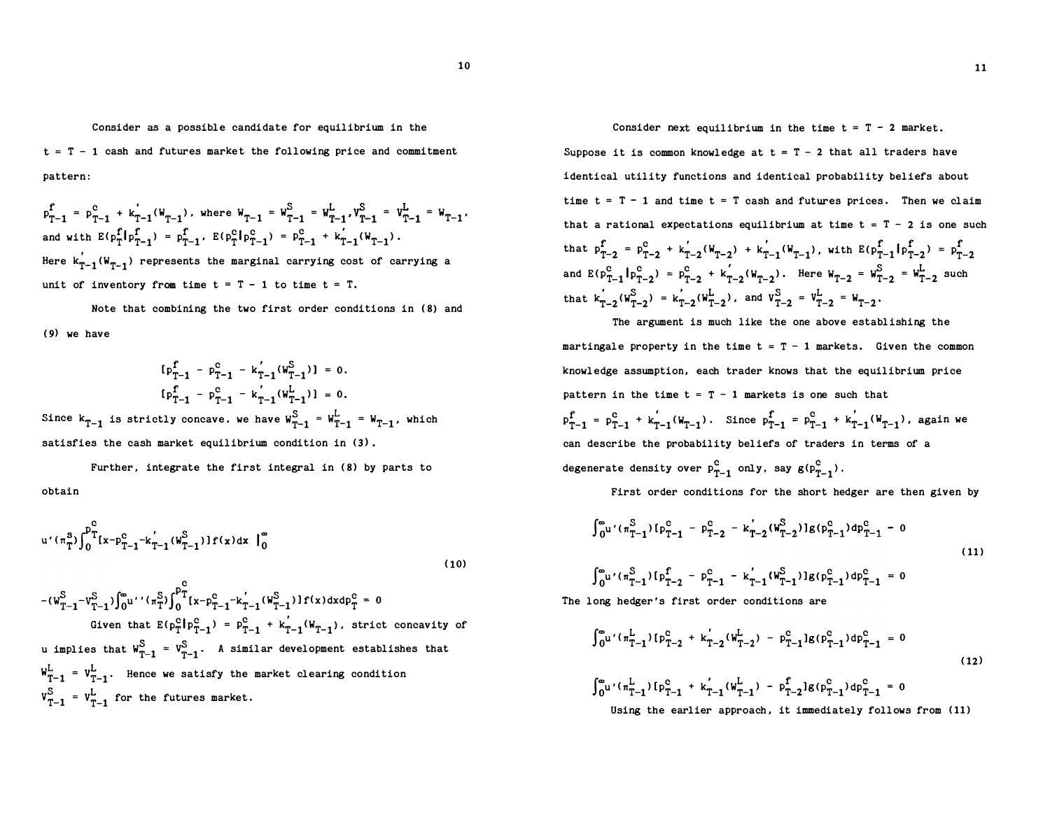Consider as a possible candidate for equilibrium in the $t = T - 1$ cash and futures market the following price and commitment pattern:

$p^f_{T-1} = p^c_{T-1} + k'_{T-1}(W_{T-1})$, where $W_{T-1} = W^S_{T-1} = W^L_{T-1}, V^S_{T-1} = V^L_{T-1} = W_{T-1}$, and with $E(p^f_T | p^f_{T-1}) = p^f_{T-1}$, $E(p^c_T | p^c_{T-1}) = p^c_{T-1} + k'_{T-1}(W_{T-1})$.

Here $k'_{T-1}(W_{T-1})$ represents the marginal carrying cost of carrying a unit of inventory from time $t = T - 1$ to time $t = T$.

Note that combining the two first order conditions in (8) and (9) we have

$$[p^f_{T-1} - p^c_{T-1} - k'_{T-1}(W^S_{T-1})] = 0.$$
$$[p^f_{T-1} - p^c_{T-1} - k'_{T-1}(W^L_{T-1})] = 0.$$

Since $k_{T-1}$ is strictly concave, we have $W^S_{T-1} = W^L_{T-1} = W_{T-1}$, which satisfies the cash market equilibrium condition in (3).

Further, integrate the first integral in (8) by parts to obtain

$$u'(\pi^S_T)\int_0^{p^c_T}[x-p^c_{T-1}-k'_{T-1}(W^S_{T-1})]f(x)dx \Big|_0^\infty \tag{10}$$

$$-(W^S_{T-1}-V^S_{T-1})\int_0^\infty u''(\pi^S_T)\int_0^{p^c_T}[x-p^c_{T-1}-k'_{T-1}(W^S_{T-1})]f(x)dxdp^c_T = 0$$

Given that $E(p^c_T | p^c_{T-1}) = p^c_{T-1} + k'_{T-1}(W_{T-1})$, strict concavity of $u$ implies that $W^S_{T-1} = V^S_{T-1}$. A similar development establishes that $W^L_{T-1} = V^L_{T-1}$. Hence we satisfy the market clearing condition $V^S_{T-1} = V^L_{T-1}$ for the futures market.

Consider next equilibrium in the time $t = T - 2$ market. Suppose it is common knowledge at $t = T - 2$ that all traders have identical utility functions and identical probability beliefs about time $t = T - 1$ and time $t = T$ cash and futures prices. Then we claim that a rational expectations equilibrium at time $t = T - 2$ is one such that $p^f_{T-2} = p^c_{T-2} + k'_{T-2}(W_{T-2}) + k'_{T-1}(W_{T-1})$, with $E(p^f_{T-1} | p^f_{T-2}) = p^f_{T-2}$ and $E(p^c_{T-1} | p^c_{T-2}) = p^c_{T-2} + k'_{T-2}(W_{T-2})$. Here $W_{T-2} = W^S_{T-2} = W^L_{T-2}$ such that $k'_{T-2}(W^S_{T-2}) = k'_{T-2}(W^L_{T-2})$, and $V^S_{T-2} = V^L_{T-2} = W_{T-2}$.

The argument is much like the one above establishing the martingale property in the time $t = T - 1$ markets. Given the common knowledge assumption, each trader knows that the equilibrium price pattern in the time $t = T - 1$ markets is one such that $p^f_{T-1} = p^c_{T-1} + k'_{T-1}(W_{T-1})$. Since $p^f_{T-1} = p^c_{T-1} + k'_{T-1}(W_{T-1})$, again we can describe the probability beliefs of traders in terms of a degenerate density over $p^c_{T-1}$ only, say $g(p^c_{T-1})$.

First order conditions for the short hedger are then given by

$$\int_0^\infty u'(\pi^S_{T-1})[p^c_{T-1} - p^c_{T-2} - k'_{T-2}(W^S_{T-2})]g(p^c_{T-1})dp^c_{T-1} = 0 \tag{11}$$

$$\int_0^\infty u'(\pi^S_{T-1})[p^f_{T-2} - p^c_{T-1} - k'_{T-1}(W^S_{T-1})]g(p^c_{T-1})dp^c_{T-1} = 0$$

The long hedger's first order conditions are

$$\int_0^\infty u'(\pi^L_{T-1})[p^c_{T-2} + k'_{T-2}(W^L_{T-2}) - p^c_{T-1}]g(p^c_{T-1})dp^c_{T-1} = 0 \tag{12}$$

$$\int_0^\infty u'(\pi^L_{T-1})[p^c_{T-1} + k'_{T-1}(W^L_{T-1}) - p^f_{T-2}]g(p^c_{T-1})dp^c_{T-1} = 0$$

Using the earlier approach, it immediately follows from (11)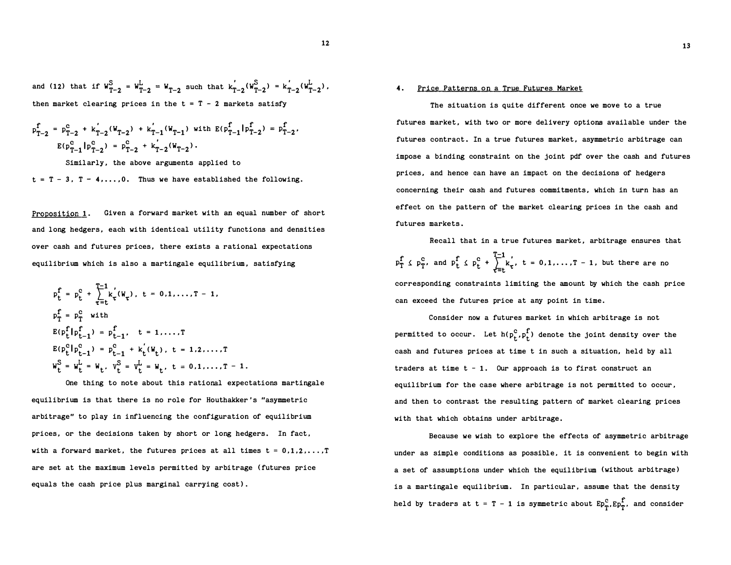and (12) that if $W^S_{T-2} = W^L_{T-2} = W_{T-2}$ such that $k'_{T-2}(W^S_{T-2}) = k'_{T-2}(W^L_{T-2})$, then market clearing prices in the t = T - 2 markets satisfy

$$p^f_{T-2} = p^c_{T-2} + k'_{T-2}(W_{T-2}) + k'_{T-1}(W_{T-1}) \text{ with } E(p^f_{T-1}|p^f_{T-2}) = p^f_{T-2},$$
$$E(p^c_{T-1}|p^c_{T-2}) = p^c_{T-2} + k'_{T-2}(W_{T-2}).$$

Similarly, the above arguments applied to $t = T - 3, T - 4, \ldots, 0$. Thus we have established the following.

Proposition 1. Given a forward market with an equal number of short and long hedgers, each with identical utility functions and densities over cash and futures prices, there exists a rational expectations equilibrium which is also a martingale equilibrium, satisfying

$$p^f_t = p^c_t + \sum_{\tau=t}^{T-1} k'_\tau(W_\tau),\ t = 0,1,\ldots,T-1,$$
$$p^f_T = p^c_T \text{ with}$$
$$E(p^f_t|p^f_{t-1}) = p^f_{t-1},\ t = 1,\ldots,T$$
$$E(p^c_t|p^c_{t-1}) = p^c_{t-1} + k'_t(W_t),\ t = 1,2,\ldots,T$$
$$W^S_t = W^L_t = W_t,\ V^S_t = V^L_t = W_t,\ t = 0,1,\ldots,T-1.$$

One thing to note about this rational expectations martingale equilibrium is that there is no role for Houthakker's "asymmetric arbitrage" to play in influencing the configuration of equilibrium prices, or the decisions taken by short or long hedgers. In fact, with a forward market, the futures prices at all times $t = 0,1,2,\ldots,T$ are set at the maximum levels permitted by arbitrage (futures price equals the cash price plus marginal carrying cost).

## 4. Price Patterns on a True Futures Market

The situation is quite different once we move to a true futures market, with two or more delivery options available under the futures contract. In a true futures market, asymmetric arbitrage can impose a binding constraint on the joint pdf over the cash and futures prices, and hence can have an impact on the decisions of hedgers concerning their cash and futures commitments, which in turn has an effect on the pattern of the market clearing prices in the cash and futures markets.

Recall that in a true futures market, arbitrage ensures that $p^f_T \leq p^c_T$, and $p^f_t \leq p^c_t + \sum_{\tau=t}^{T-1} k'_\tau$, $t = 0,1,\ldots,T-1$, but there are no corresponding constraints limiting the amount by which the cash price can exceed the futures price at any point in time.

Consider now a futures market in which arbitrage is not permitted to occur. Let $h(p^c_t, p^f_t)$ denote the joint density over the cash and futures prices at time t in such a situation, held by all traders at time t - 1. Our approach is to first construct an equilibrium for the case where arbitrage is not permitted to occur, and then to contrast the resulting pattern of market clearing prices with that which obtains under arbitrage.

Because we wish to explore the effects of asymmetric arbitrage under as simple conditions as possible, it is convenient to begin with a set of assumptions under which the equilibrium (without arbitrage) is a martingale equilibrium. In particular, assume that the density held by traders at t = T - 1 is symmetric about $Ep^c_T, Ep^f_T$, and consider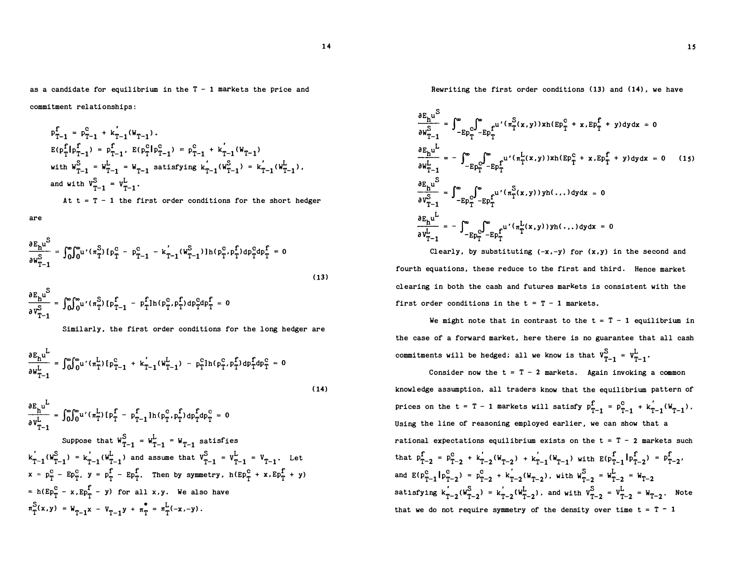as a candidate for equilibrium in the T - 1 markets the price and commitment relationships:

$$p^f_{T-1} = p^c_{T-1} + k'_{T-1}(W_{T-1}).$$

$$E(p^f_T | p^f_{T-1}) = p^f_{T-1},\ E(p^c_T | p^c_{T-1}) = p^c_{T-1} + k'_{T-1}(W_{T-1})$$

with $W^S_{T-1} = W^L_{T-1} = W_{T-1}$ satisfying $k'_{T-1}(W^S_{T-1}) = k'_{T-1}(W^L_{T-1})$,

and with $V^S_{T-1} = V^L_{T-1}$.

At t = T - 1 the first order conditions for the short hedger are

$$\frac{\partial E_h u^S}{\partial W^S_{T-1}} = \int_0^\infty\int_0^\infty u'(\pi^S_T)[p^c_T - p^c_{T-1} - k'_{T-1}(W^S_{T-1})]h(p^c_T,p^f_T)dp^c_T dp^f_T = 0$$

$$\frac{\partial E_h u^S}{\partial V^S_{T-1}} = \int_0^\infty\int_0^\infty u'(\pi^S_T)[p^f_{T-1} - p^f_T]h(p^c_T,p^f_T)dp^c_T dp^f_T = 0 \tag{13}$$

Similarly, the first order conditions for the long hedger are

$$\frac{\partial E_h u^L}{\partial W^L_{T-1}} = \int_0^\infty\int_0^\infty u'(\pi^L_T)[p^c_{T-1} + k'_{T-1}(W^L_{T-1}) - p^c_T]h(p^c_T,p^f_T)dp^f_T dp^c_T = 0$$

$$\frac{\partial E_h u^L}{\partial V^L_{T-1}} = \int_0^\infty\int_0^\infty u'(\pi^L_T)[p^f_T - p^f_{T-1}]h(p^c_T,p^f_T)dp^f_T dp^c_T = 0 \tag{14}$$

Suppose that $W^S_{T-1} = W^L_{T-1} = W_{T-1}$ satisfies $k'_{T-1}(W^S_{T-1}) = k'_{T-1}(W^L_{T-1})$ and assume that $V^S_{T-1} = V^L_{T-1} = V_{T-1}$. Let $x = p^c_T - Ep^c_T$, $y = p^f_T - Ep^f_T$. Then by symmetry, $h(Ep^c_T + x, Ep^f_T + y) = h(Ep^c_T - x, Ep^f_T - y)$ for all x,y. We also have $\pi^S_T(x,y) = W_{T-1}x - V_{T-1}y + \pi^*_T = \pi^L_T(-x,-y)$.

Rewriting the first order conditions (13) and (14), we have

$$\frac{\partial E_h u^S}{\partial W^S_{T-1}} = \int_{-Ep^c_T}^\infty\int_{-Ep^f_T}^\infty u'(\pi^S_T(x,y))xh(Ep^c_T + x, Ep^f_T + y)dydx = 0$$

$$\frac{\partial E_h u^L}{\partial W^L_{T-1}} = -\int_{-Ep^c_T}^\infty\int_{-Ep^f_T}^\infty u'(\pi^L_T(x,y))xh(Ep^c_T + x, Ep^f_T + y)dydx = 0 \tag{15}$$

$$\frac{\partial E_h u^S}{\partial V^S_{T-1}} = \int_{-Ep^c_T}^\infty\int_{-Ep^f_T}^\infty u'(\pi^S_T(x,y))yh(.,.)dydx = 0$$

$$\frac{\partial E_h u^L}{\partial V^L_{T-1}} = -\int_{-Ep^c_T}^\infty\int_{-Ep^f_T}^\infty u'(\pi^L_T(x,y))yh(.,.)dydx = 0$$

Clearly, by substituting (-x,-y) for (x,y) in the second and fourth equations, these reduce to the first and third. Hence market clearing in both the cash and futures markets is consistent with the first order conditions in the t = T - 1 markets.

We might note that in contrast to the t = T - 1 equilibrium in the case of a forward market, here there is no guarantee that all cash commitments will be hedged; all we know is that $V^S_{T-1} = V^L_{T-1}$.

Consider now the t = T - 2 markets. Again invoking a common knowledge assumption, all traders know that the equilibrium pattern of prices on the t = T - 1 markets will satisfy $p^f_{T-1} = p^c_{T-1} + k'_{T-1}(W_{T-1})$. Using the line of reasoning employed earlier, we can show that a rational expectations equilibrium exists on the t = T - 2 markets such that $p^f_{T-2} = p^c_{T-2} + k'_{T-2}(W_{T-2}) + k'_{T-1}(W_{T-1})$ with $E(p^f_{T-1}|p^f_{T-2}) = p^f_{T-2}$, and $E(p^c_{T-1}|p^c_{T-2}) = p^c_{T-2} + k'_{T-2}(W_{T-2})$, with $W^S_{T-2} = W^L_{T-2} = W_{T-2}$ satisfying $k'_{T-2}(W^S_{T-2}) = k'_{T-2}(W^L_{T-2})$, and with $V^S_{T-2} = V^L_{T-2} = W_{T-2}$. Note that we do not require symmetry of the density over time t = T - 1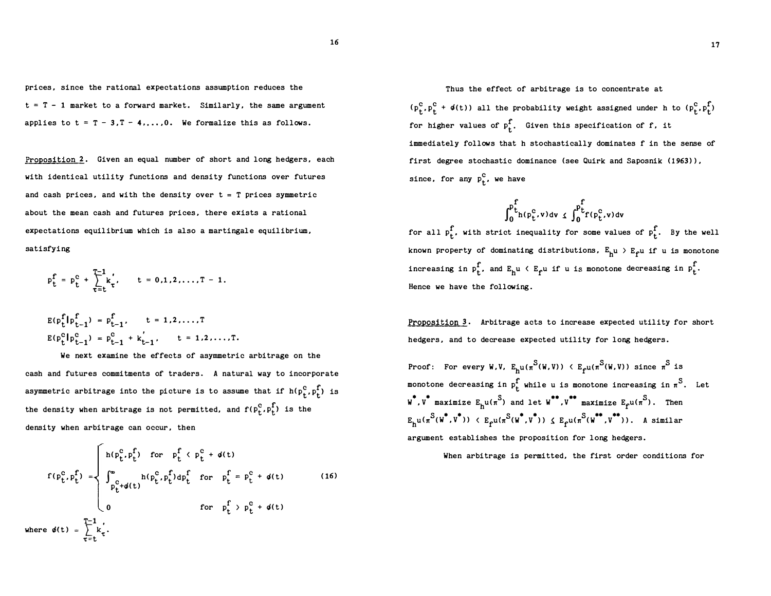prices, since the rational expectations assumption reduces the $t = T - 1$ market to a forward market. Similarly, the same argument applies to $t = T - 3, T - 4, \ldots, 0$. We formalize this as follows.

Proposition 2. Given an equal number of short and long hedgers, each with identical utility functions and density functions over futures and cash prices, and with the density over $t = T$ prices symmetric about the mean cash and futures prices, there exists a rational expectations equilibrium which is also a martingale equilibrium, satisfying

$$p_t^f = p_t^c + \sum_{\tau=t}^{T-1} k_\tau', \qquad t = 0,1,2,\ldots,T-1.$$

$$E(p_t^f | p_{t-1}^f) = p_{t-1}^f, \qquad t = 1,2,\ldots,T$$

$$E(p_t^c | p_{t-1}^c) = p_{t-1}^c + k_{t-1}', \qquad t = 1,2,\ldots,T.$$

We next examine the effects of asymmetric arbitrage on the cash and futures commitments of traders. A natural way to incorporate asymmetric arbitrage into the picture is to assume that if $h(p_t^c, p_t^f)$ is the density when arbitrage is not permitted, and $f(p_t^c, p_t^f)$ is the density when arbitrage can occur, then

$$f(p_t^c, p_t^f) = \begin{cases} h(p_t^c, p_t^f) & \text{for } p_t^f < p_t^c + \phi(t) \\ \int_{p_t^c + \phi(t)}^{\infty} h(p_t^c, p_t^f)\, dp_t^f & \text{for } p_t^f = p_t^c + \phi(t) \\ 0 & \text{for } p_t^f > p_t^c + \phi(t) \end{cases} \tag{16}$$

where $\phi(t) = \sum_{\tau=t}^{T-1} k_\tau'$.

Thus the effect of arbitrage is to concentrate at $(p_t^c, p_t^c + \phi(t))$ all the probability weight assigned under h to $(p_t^c, p_t^f)$ for higher values of $p_t^f$. Given this specification of f, it immediately follows that h stochastically dominates f in the sense of first degree stochastic dominance (see Quirk and Saposnik (1963)), since, for any $p_t^c$, we have

$$\int_0^{p_t^f} h(p_t^c, v)\, dv \leq \int_0^{p_t^f} f(p_t^c, v)\, dv$$

for all $p_t^f$, with strict inequality for some values of $p_t^f$. By the well known property of dominating distributions, $E_h u > E_f u$ if u is monotone increasing in $p_t^f$, and $E_h u < E_f u$ if u is monotone decreasing in $p_t^f$. Hence we have the following.

Proposition 3. Arbitrage acts to increase expected utility for short hedgers, and to decrease expected utility for long hedgers.

Proof: For every W, V, $E_h u(\pi^S(W,V)) < E_f u(\pi^S(W,V))$ since $\pi^S$ is monotone decreasing in $p_t^f$ while u is monotone increasing in $\pi^S$. Let $W^*, V^*$ maximize $E_h u(\pi^S)$ and let $W^{**}, V^{**}$ maximize $E_f u(\pi^S)$. Then $E_h u(\pi^S(W^*, V^*)) < E_f u(\pi^S(W^*, V^*)) \leq E_f u(\pi^S(W^{**}, V^{**}))$. A similar argument establishes the proposition for long hedgers.

When arbitrage is permitted, the first order conditions for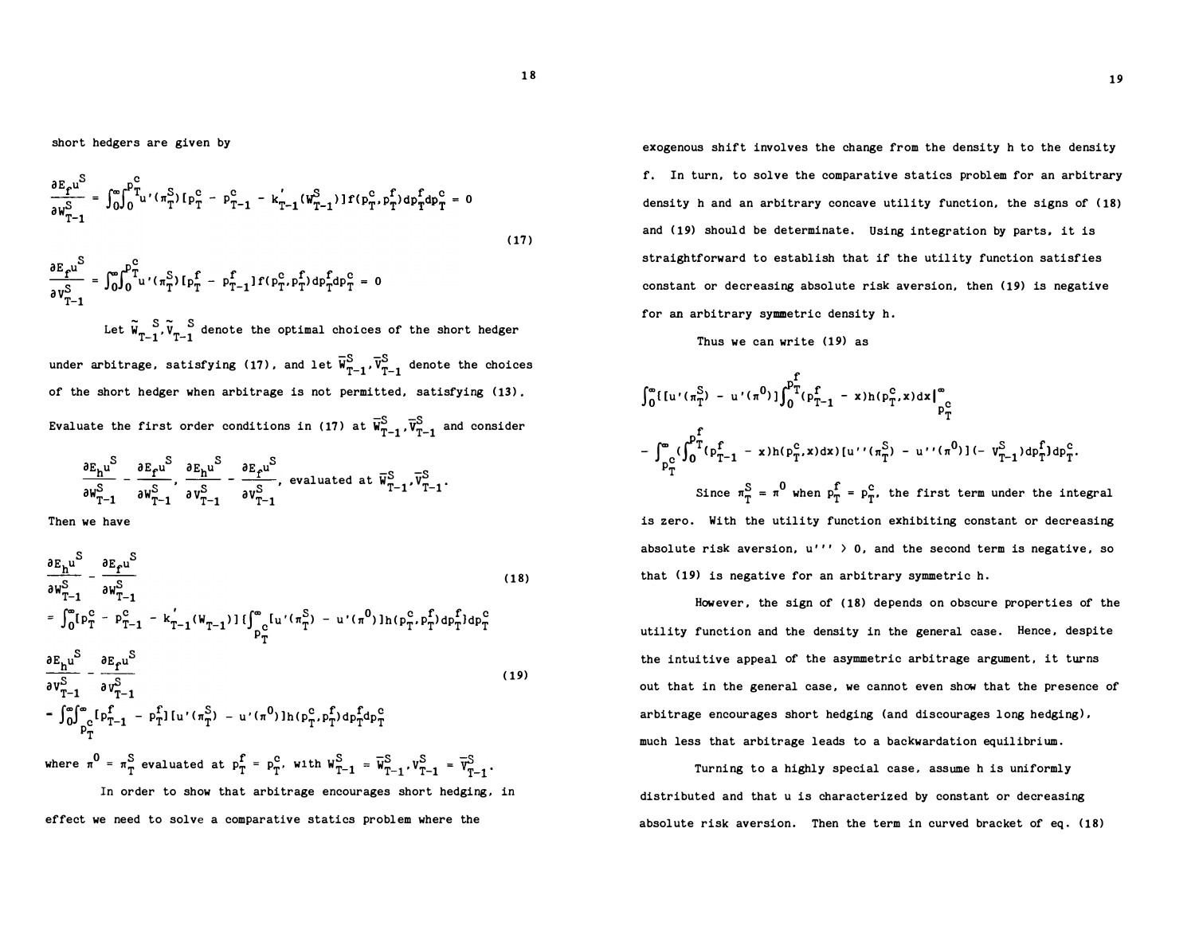short hedgers are given by

$$
\begin{aligned}
\frac{\partial E_f u^S}{\partial W^S_{T-1}} &= \int_0^\infty \int_0^{p^c_T} u'(\pi^S_T)[p^c_T - p^c_{T-1} - k'_{T-1}(W^S_{T-1})] f(p^c_T, p^f_T) dp^f_T dp^c_T = 0 \\
\frac{\partial E_f u^S}{\partial V^S_{T-1}} &= \int_0^\infty \int_0^{p^c_T} u'(\pi^S_T)[p^f_T - p^f_{T-1}] f(p^c_T, p^f_T) dp^f_T dp^c_T = 0
\end{aligned}
\tag{17}
$$

Let $\tilde{W}^S_{T-1}, \tilde{V}^S_{T-1}$ denote the optimal choices of the short hedger under arbitrage, satisfying (17), and let $\bar{W}^S_{T-1}, \bar{V}^S_{T-1}$ denote the choices of the short hedger when arbitrage is not permitted, satisfying (13). Evaluate the first order conditions in (17) at $\bar{W}^S_{T-1}, \bar{V}^S_{T-1}$ and consider

$$
\frac{\partial E_h u^S}{\partial W^S_{T-1}} - \frac{\partial E_f u^S}{\partial W^S_{T-1}}, \quad \frac{\partial E_h u^S}{\partial V^S_{T-1}} - \frac{\partial E_f u^S}{\partial V^S_{T-1}}, \text{ evaluated at } \bar{W}^S_{T-1}, \bar{V}^S_{T-1}.
$$

Then we have

$$
\begin{aligned}
&\frac{\partial E_h u^S}{\partial W^S_{T-1}} - \frac{\partial E_f u^S}{\partial W^S_{T-1}} \\
&= \int_0^\infty [p^c_T - p^c_{T-1} - k'_{T-1}(W_{T-1})] \{ \int_{p^c_T}^\infty [u'(\pi^S_T) - u'(\pi^0)] h(p^c_T, p^f_T) dp^f_T \} dp^c_T
\end{aligned}
\tag{18}
$$

$$
\begin{aligned}
&\frac{\partial E_h u^S}{\partial V^S_{T-1}} - \frac{\partial E_f u^S}{\partial V^S_{T-1}} \\
&= \int_0^\infty \int_{p^c_T}^\infty [p^f_{T-1} - p^f_T][u'(\pi^S_T) - u'(\pi^0)] h(p^c_T, p^f_T) dp^f_T dp^c_T
\end{aligned}
\tag{19}
$$

where $\pi^0 = \pi^S_T$ evaluated at $p^f_T = p^c_T$, with $W^S_{T-1} = \bar{W}^S_{T-1}, V^S_{T-1} = \bar{V}^S_{T-1}$.

In order to show that arbitrage encourages short hedging, in effect we need to solve a comparative statics problem where the exogenous shift involves the change from the density h to the density f. In turn, to solve the comparative statics problem for an arbitrary density h and an arbitrary concave utility function, the signs of (18) and (19) should be determinate. Using integration by parts, it is straightforward to establish that if the utility function satisfies constant or decreasing absolute risk aversion, then (19) is negative for an arbitrary symmetric density h.

Thus we can write (19) as

$$
\int_0^\infty \{ [u'(\pi^S_T) - u'(\pi^0)] \int_0^{p^f_T} (p^f_{T-1} - x) h(p^c_T, x) dx \Big|^\infty_{p^c_T}
$$

$$
- \int_{p^c_T}^\infty ( \int_0^{p^f_T} (p^f_{T-1} - x) h(p^c_T, x) dx ) [u''(\pi^S_T) - u''(\pi^0)] (- V^S_{T-1}) dp^f_T \} dp^c_T.
$$

Since $\pi^S_T = \pi^0$ when $p^f_T = p^c_T$, the first term under the integral is zero. With the utility function exhibiting constant or decreasing absolute risk aversion, $u''' > 0$, and the second term is negative, so that (19) is negative for an arbitrary symmetric h.

However, the sign of (18) depends on obscure properties of the utility function and the density in the general case. Hence, despite the intuitive appeal of the asymmetric arbitrage argument, it turns out that in the general case, we cannot even show that the presence of arbitrage encourages short hedging (and discourages long hedging), much less that arbitrage leads to a backwardation equilibrium.

Turning to a highly special case, assume h is uniformly distributed and that u is characterized by constant or decreasing absolute risk aversion. Then the term in curved bracket of eq. (18)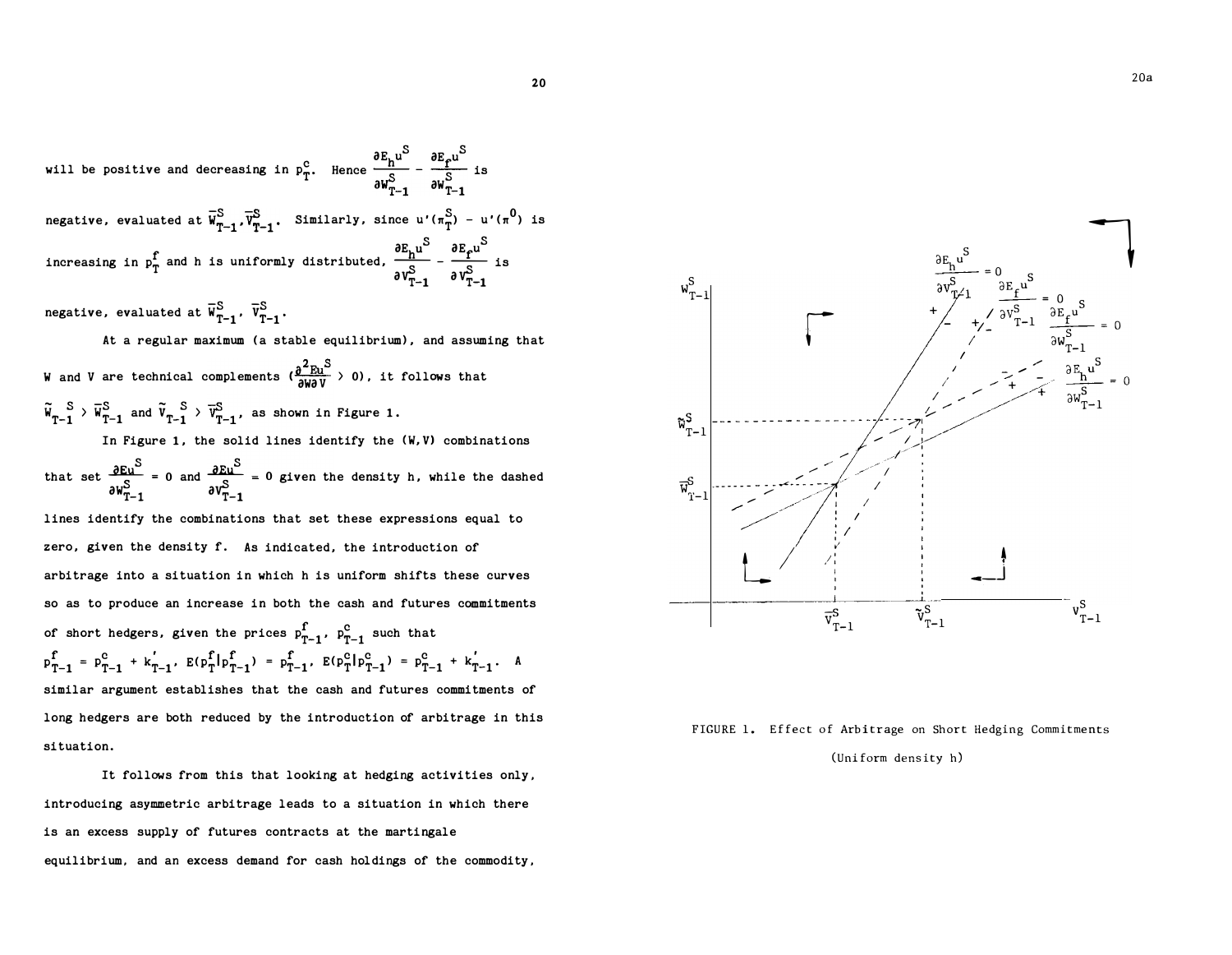will be positive and decreasing in $p_T^c$. Hence $\frac{\partial E_h u^S}{\partial W_{T-1}^S} - \frac{\partial E_f u^S}{\partial W_{T-1}^S}$ is negative, evaluated at $\bar{W}_{T-1}^S, \bar{V}_{T-1}^S$. Similarly, since $u'(\pi_T^S) - u'(\pi^0)$ is increasing in $p_T^f$ and h is uniformly distributed, $\frac{\partial E_h u^S}{\partial V_{T-1}^S} - \frac{\partial E_f u^S}{\partial V_{T-1}^S}$ is negative, evaluated at $\bar{W}_{T-1}^S$, $\bar{V}_{T-1}^S$.

At a regular maximum (a stable equilibrium), and assuming that W and V are technical complements ($\frac{\partial^2 Eu^S}{\partial W \partial V} > 0$), it follows that $\tilde{W}_{T-1}^S > \bar{W}_{T-1}^S$ and $\tilde{V}_{T-1}^S > \bar{V}_{T-1}^S$, as shown in Figure 1.

In Figure 1, the solid lines identify the (W,V) combinations that set $\frac{\partial Eu^S}{\partial W_{T-1}^S} = 0$ and $\frac{\partial Eu^S}{\partial V_{T-1}^S} = 0$ given the density h, while the dashed lines identify the combinations that set these expressions equal to zero, given the density f. As indicated, the introduction of arbitrage into a situation in which h is uniform shifts these curves so as to produce an increase in both the cash and futures commitments of short hedgers, given the prices $p_{T-1}^f$, $p_{T-1}^c$ such that $p_{T-1}^f = p_{T-1}^c + k_{T-1}'$, $E(p_T^f|p_{T-1}^f) = p_{T-1}^f$, $E(p_T^c|p_{T-1}^c) = p_{T-1}^c + k_{T-1}'$. A similar argument establishes that the cash and futures commitments of long hedgers are both reduced by the introduction of arbitrage in this situation.

It follows from this that looking at hedging activities only, introducing asymmetric arbitrage leads to a situation in which there is an excess supply of futures contracts at the martingale equilibrium, and an excess demand for cash holdings of the commodity,

FIGURE 1. Effect of Arbitrage on Short Hedging Commitments

(Uniform density h)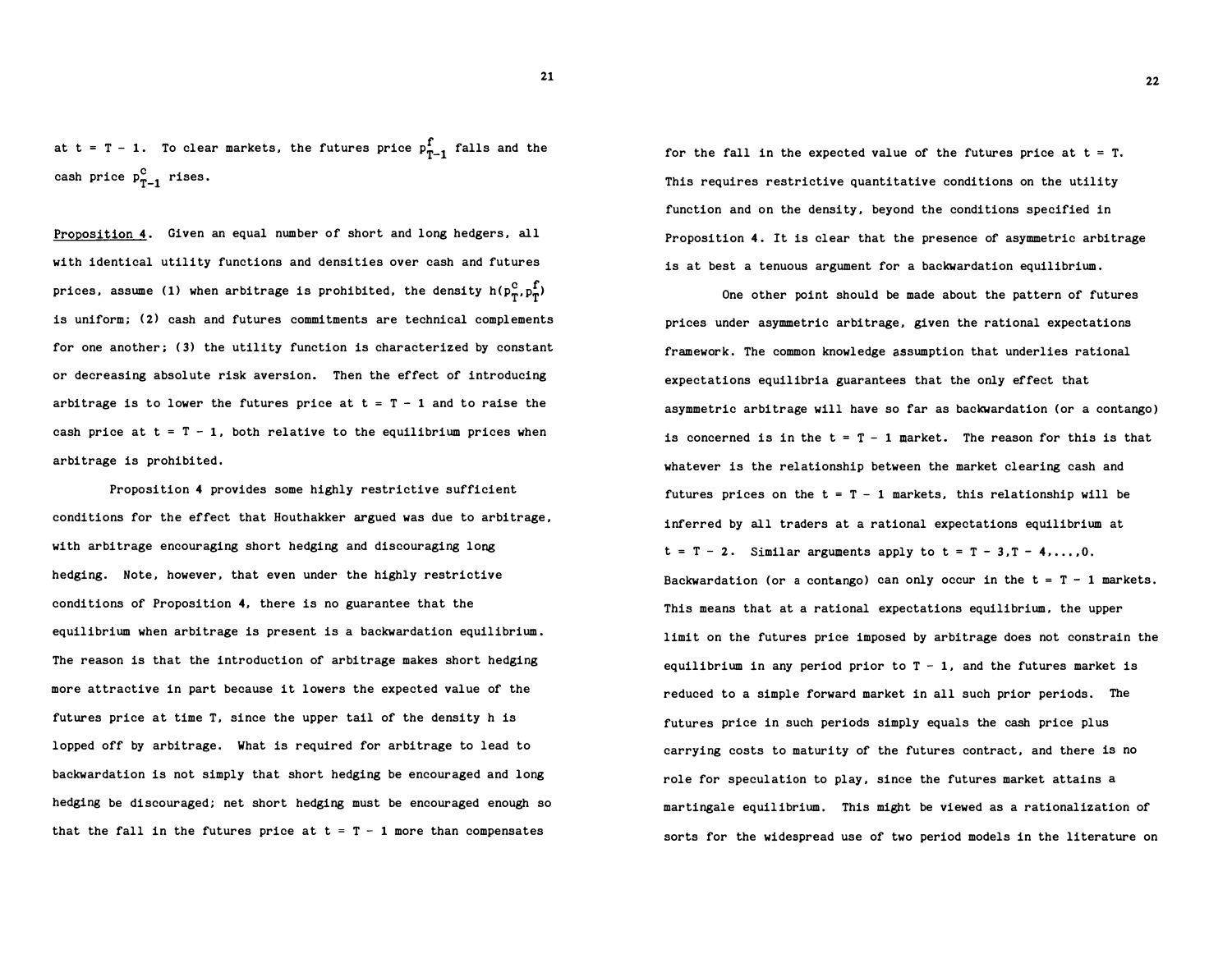at $t = T - 1$. To clear markets, the futures price $p^f_{T-1}$ falls and the cash price $p^c_{T-1}$ rises.

Proposition 4. Given an equal number of short and long hedgers, all with identical utility functions and densities over cash and futures prices, assume (1) when arbitrage is prohibited, the density $h(p^c_T, p^f_T)$ is uniform; (2) cash and futures commitments are technical complements for one another; (3) the utility function is characterized by constant or decreasing absolute risk aversion. Then the effect of introducing arbitrage is to lower the futures price at $t = T - 1$ and to raise the cash price at $t = T - 1$, both relative to the equilibrium prices when arbitrage is prohibited.

Proposition 4 provides some highly restrictive sufficient conditions for the effect that Houthakker argued was due to arbitrage, with arbitrage encouraging short hedging and discouraging long hedging. Note, however, that even under the highly restrictive conditions of Proposition 4, there is no guarantee that the equilibrium when arbitrage is present is a backwardation equilibrium. The reason is that the introduction of arbitrage makes short hedging more attractive in part because it lowers the expected value of the futures price at time T, since the upper tail of the density h is lopped off by arbitrage. What is required for arbitrage to lead to backwardation is not simply that short hedging be encouraged and long hedging be discouraged; net short hedging must be encouraged enough so that the fall in the futures price at $t = T - 1$ more than compensates for the fall in the expected value of the futures price at $t = T$. This requires restrictive quantitative conditions on the utility function and on the density, beyond the conditions specified in Proposition 4. It is clear that the presence of asymmetric arbitrage is at best a tenuous argument for a backwardation equilibrium.

One other point should be made about the pattern of futures prices under asymmetric arbitrage, given the rational expectations framework. The common knowledge assumption that underlies rational expectations equilibria guarantees that the only effect that asymmetric arbitrage will have so far as backwardation (or a contango) is concerned is in the $t = T - 1$ market. The reason for this is that whatever is the relationship between the market clearing cash and futures prices on the $t = T - 1$ markets, this relationship will be inferred by all traders at a rational expectations equilibrium at $t = T - 2$. Similar arguments apply to $t = T - 3, T - 4, \ldots, 0$. Backwardation (or a contango) can only occur in the $t = T - 1$ markets. This means that at a rational expectations equilibrium, the upper limit on the futures price imposed by arbitrage does not constrain the equilibrium in any period prior to $T - 1$, and the futures market is reduced to a simple forward market in all such prior periods. The futures price in such periods simply equals the cash price plus carrying costs to maturity of the futures contract, and there is no role for speculation to play, since the futures market attains a martingale equilibrium. This might be viewed as a rationalization of sorts for the widespread use of two period models in the literature on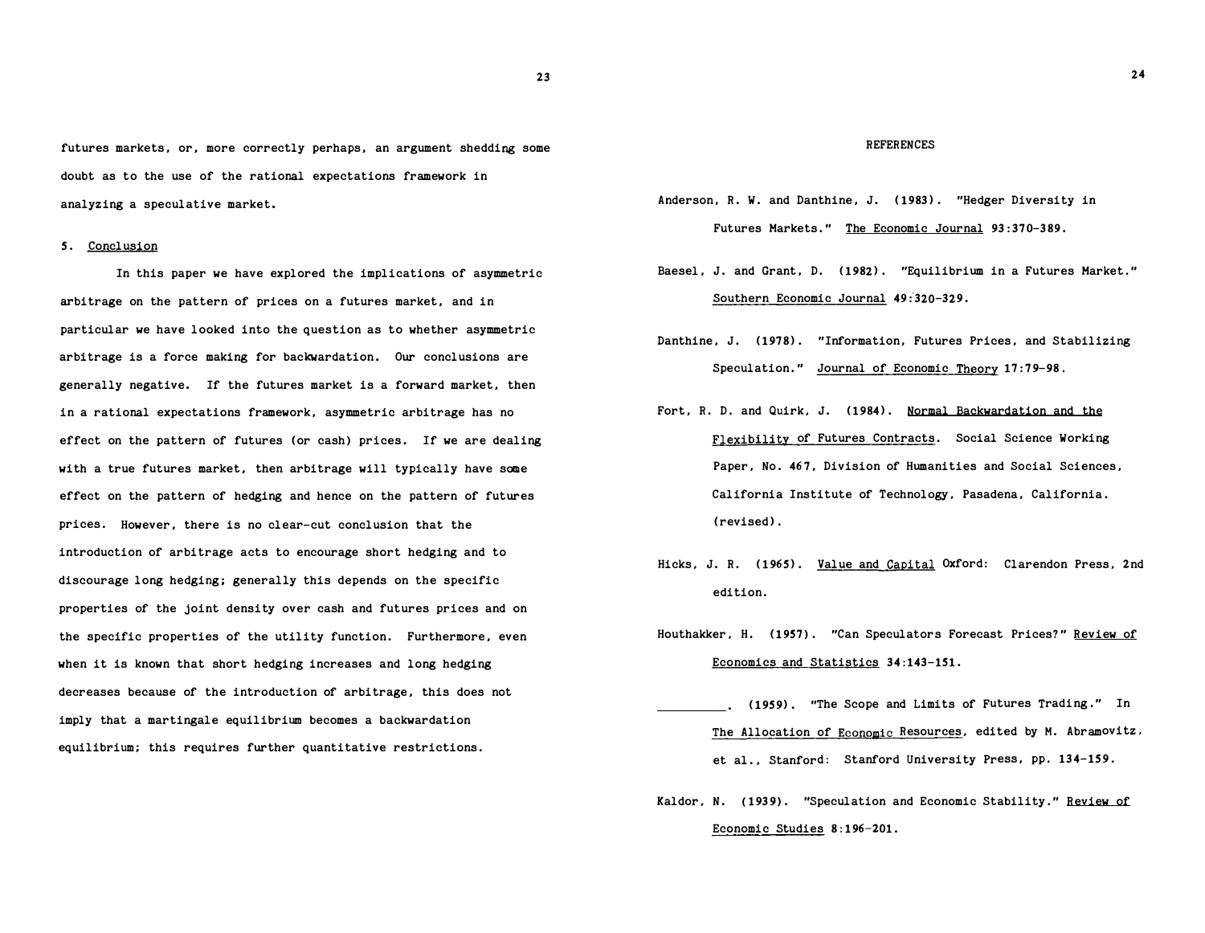futures markets, or, more correctly perhaps, an argument shedding some doubt as to the use of the rational expectations framework in analyzing a speculative market.

## 5. Conclusion

In this paper we have explored the implications of asymmetric arbitrage on the pattern of prices on a futures market, and in particular we have looked into the question as to whether asymmetric arbitrage is a force making for backwardation. Our conclusions are generally negative. If the futures market is a forward market, then in a rational expectations framework, asymmetric arbitrage has no effect on the pattern of futures (or cash) prices. If we are dealing with a true futures market, then arbitrage will typically have some effect on the pattern of hedging and hence on the pattern of futures prices. However, there is no clear-cut conclusion that the introduction of arbitrage acts to encourage short hedging and to discourage long hedging; generally this depends on the specific properties of the joint density over cash and futures prices and on the specific properties of the utility function. Furthermore, even when it is known that short hedging increases and long hedging decreases because of the introduction of arbitrage, this does not imply that a martingale equilibrium becomes a backwardation equilibrium; this requires further quantitative restrictions.

## REFERENCES

Anderson, R. W. and Danthine, J. (1983). "Hedger Diversity in Futures Markets." The Economic Journal 93:370-389.

Baesel, J. and Grant, D. (1982). "Equilibrium in a Futures Market." Southern Economic Journal 49:320-329.

Danthine, J. (1978). "Information, Futures Prices, and Stabilizing Speculation." Journal of Economic Theory 17:79-98.

Fort, R. D. and Quirk, J. (1984). Normal Backwardation and the Flexibility of Futures Contracts. Social Science Working Paper, No. 467, Division of Humanities and Social Sciences, California Institute of Technology, Pasadena, California. (revised).

Hicks, J. R. (1965). Value and Capital Oxford: Clarendon Press, 2nd edition.

Houthakker, H. (1957). "Can Speculators Forecast Prices?" Review of Economics and Statistics 34:143-151.

__________. (1959). "The Scope and Limits of Futures Trading." In The Allocation of Economic Resources, edited by M. Abramovitz, et al., Stanford: Stanford University Press, pp. 134-159.

Kaldor, N. (1939). "Speculation and Economic Stability." Review of Economic Studies 8:196-201.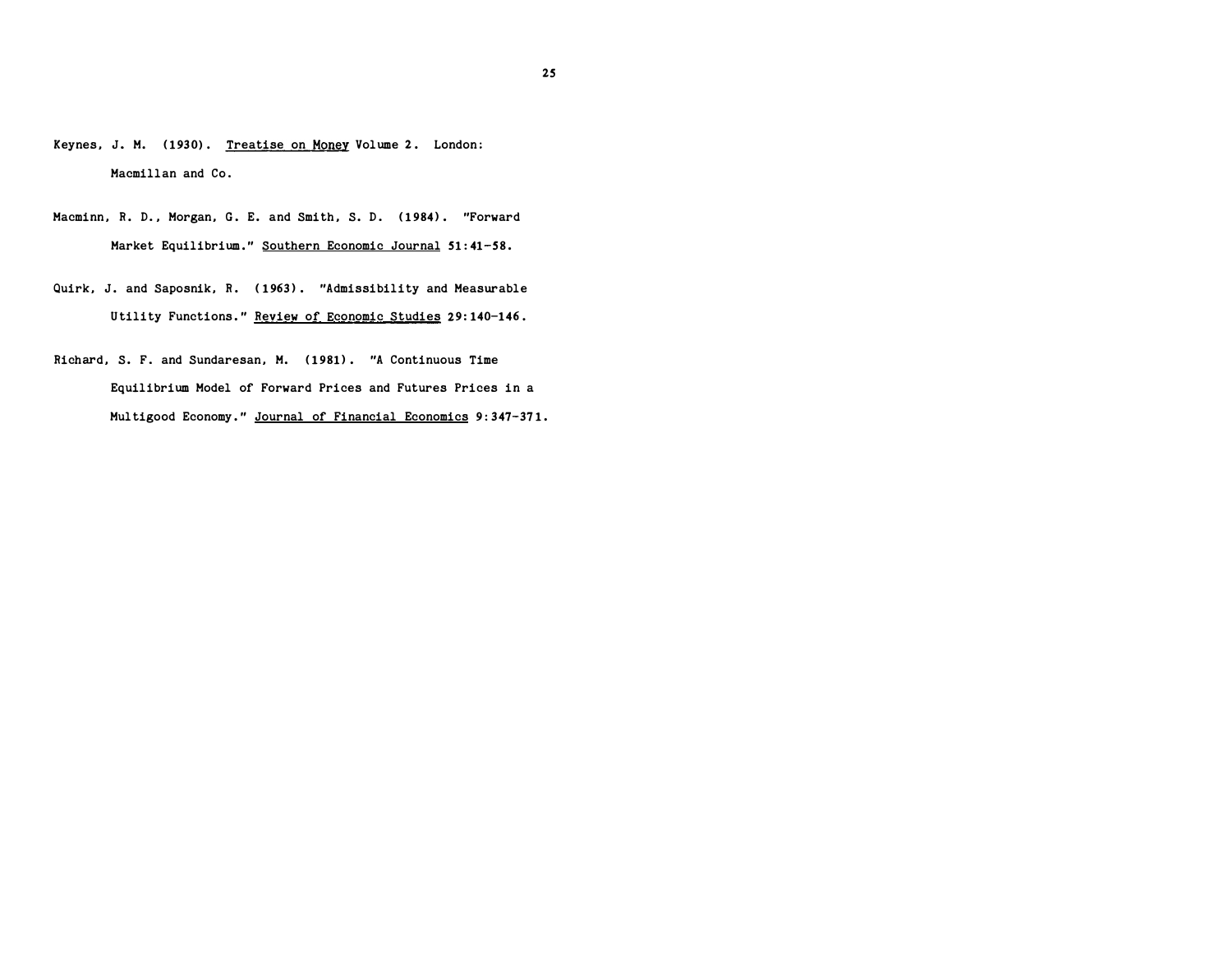Keynes, J. M. (1930). Treatise on Money Volume 2. London: Macmillan and Co.

Macminn, R. D., Morgan, G. E. and Smith, S. D. (1984). "Forward Market Equilibrium." Southern Economic Journal 51:41-58.

Quirk, J. and Saposnik, R. (1963). "Admissibility and Measurable Utility Functions." Review of Economic Studies 29:140-146.

Richard, S. F. and Sundaresan, M. (1981). "A Continuous Time Equilibrium Model of Forward Prices and Futures Prices in a Multigood Economy." Journal of Financial Economics 9:347-371.